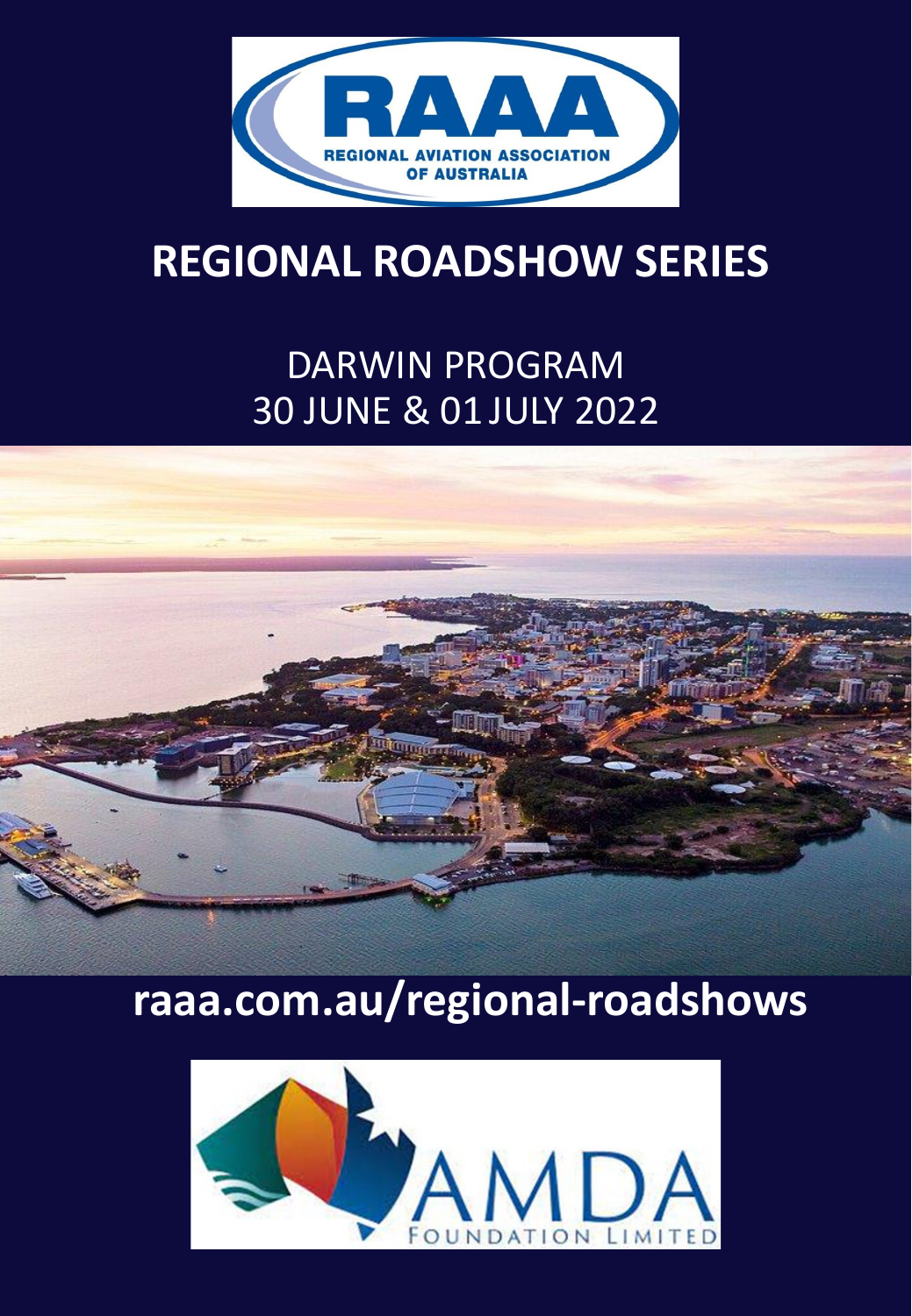# REGIONAL ROADSHOW SERIES

## DARWIN PROGRAM
## 30 JUNE & 01 JULY 2022

**raaa.com.au/regional-roadshows**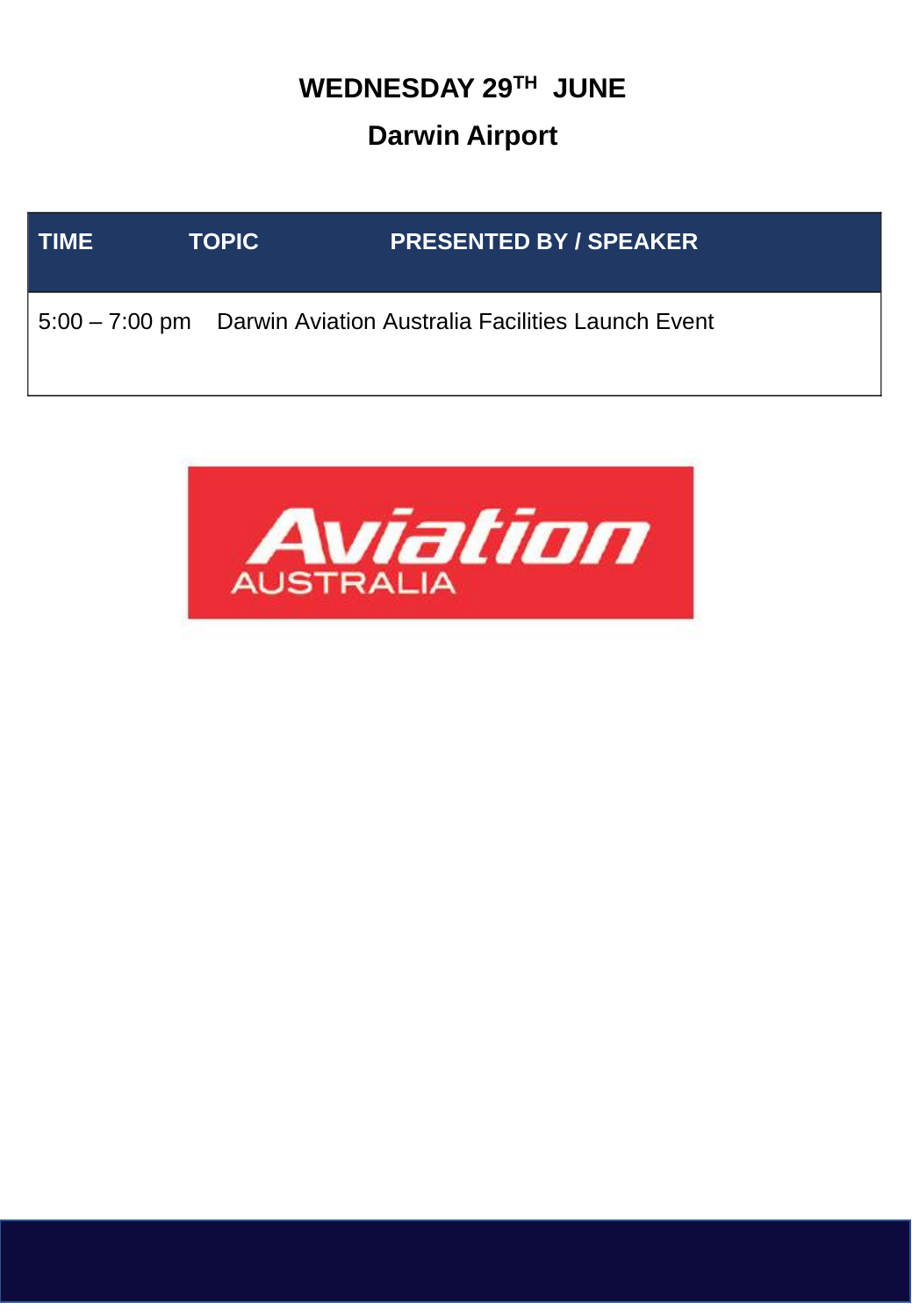# WEDNESDAY 29TH JUNE

## Darwin Airport

| TIME | TOPIC | PRESENTED BY / SPEAKER |
|---|---|---|
| 5:00 – 7:00 pm | Darwin Aviation Australia Facilities Launch Event | |

Aviation AUSTRALIA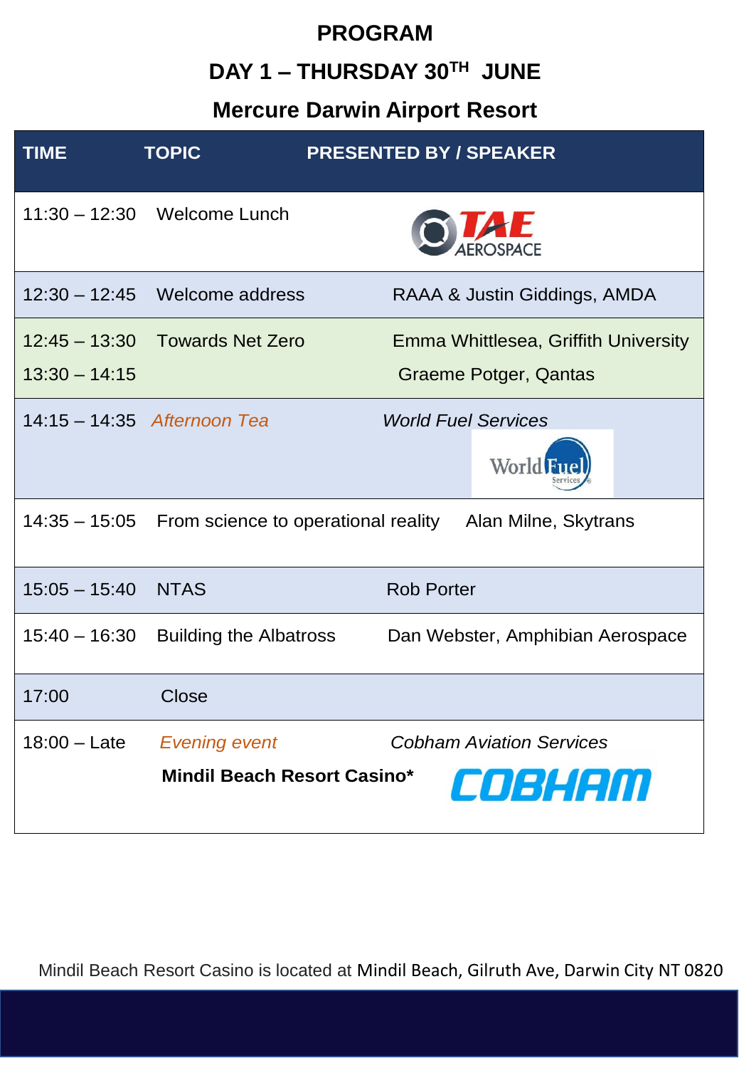# PROGRAM

## DAY 1 – THURSDAY 30TH JUNE

## Mercure Darwin Airport Resort

| TIME | TOPIC | PRESENTED BY / SPEAKER |
|---|---|---|
| 11:30 – 12:30 | Welcome Lunch | TAE AEROSPACE |
| 12:30 – 12:45 | Welcome address | RAAA & Justin Giddings, AMDA |
| 12:45 – 13:30 | Towards Net Zero | Emma Whittlesea, Griffith University |
| 13:30 – 14:15 | | Graeme Potger, Qantas |
| 14:15 – 14:35 | *Afternoon Tea* | *World Fuel Services* |
| 14:35 – 15:05 | From science to operational reality | Alan Milne, Skytrans |
| 15:05 – 15:40 | NTAS | Rob Porter |
| 15:40 – 16:30 | Building the Albatross | Dan Webster, Amphibian Aerospace |
| 17:00 | Close | |
| 18:00 – Late | *Evening event* **Mindil Beach Resort Casino*** | *Cobham Aviation Services* COBHAM |

Mindil Beach Resort Casino is located at Mindil Beach, Gilruth Ave, Darwin City NT 0820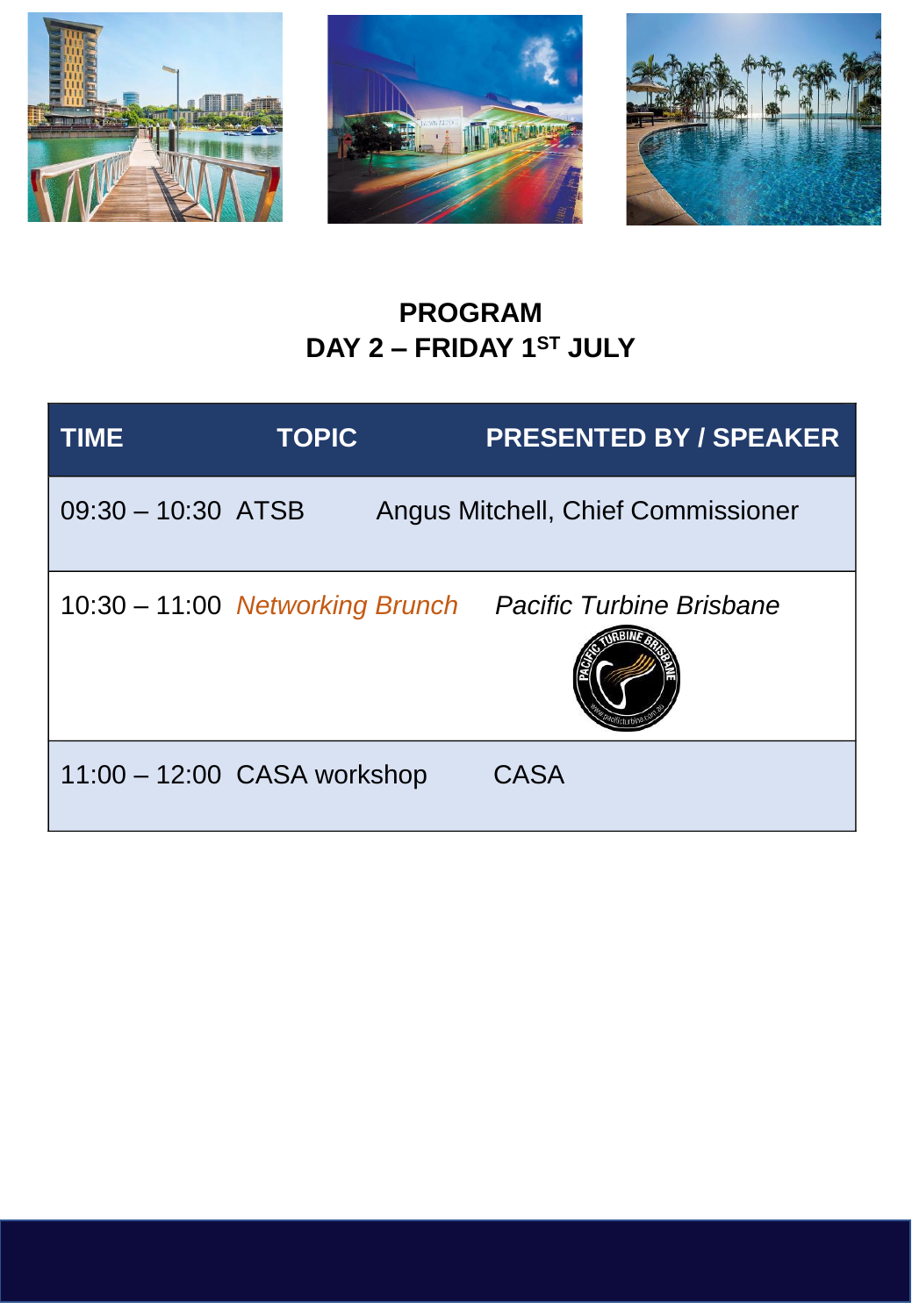# PROGRAM

## DAY 2 – FRIDAY 1ST JULY

| TIME | TOPIC | PRESENTED BY / SPEAKER |
|---|---|---|
| 09:30 – 10:30 | ATSB | Angus Mitchell, Chief Commissioner |
| 10:30 – 11:00 | *Networking Brunch* | *Pacific Turbine Brisbane* |
| 11:00 – 12:00 | CASA workshop | CASA |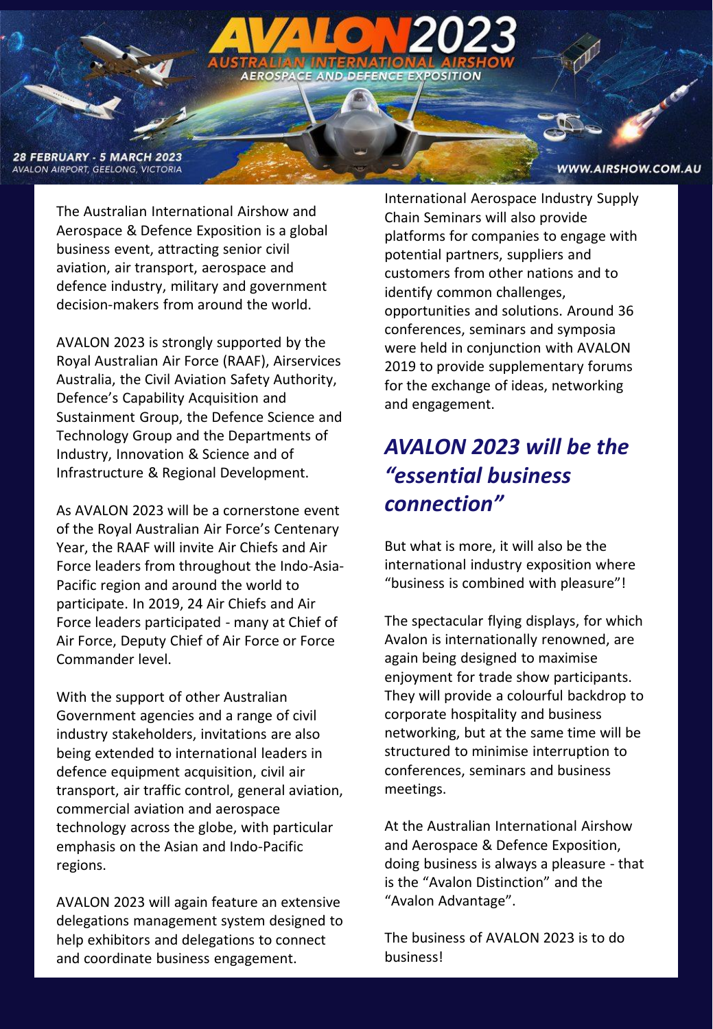The Australian International Airshow and Aerospace & Defence Exposition is a global business event, attracting senior civil aviation, air transport, aerospace and defence industry, military and government decision-makers from around the world.

AVALON 2023 is strongly supported by the Royal Australian Air Force (RAAF), Airservices Australia, the Civil Aviation Safety Authority, Defence's Capability Acquisition and Sustainment Group, the Defence Science and Technology Group and the Departments of Industry, Innovation & Science and of Infrastructure & Regional Development.

As AVALON 2023 will be a cornerstone event of the Royal Australian Air Force's Centenary Year, the RAAF will invite Air Chiefs and Air Force leaders from throughout the Indo-Asia-Pacific region and around the world to participate. In 2019, 24 Air Chiefs and Air Force leaders participated - many at Chief of Air Force, Deputy Chief of Air Force or Force Commander level.

With the support of other Australian Government agencies and a range of civil industry stakeholders, invitations are also being extended to international leaders in defence equipment acquisition, civil air transport, air traffic control, general aviation, commercial aviation and aerospace technology across the globe, with particular emphasis on the Asian and Indo-Pacific regions.

AVALON 2023 will again feature an extensive delegations management system designed to help exhibitors and delegations to connect and coordinate business engagement.

International Aerospace Industry Supply Chain Seminars will also provide platforms for companies to engage with potential partners, suppliers and customers from other nations and to identify common challenges, opportunities and solutions. Around 36 conferences, seminars and symposia were held in conjunction with AVALON 2019 to provide supplementary forums for the exchange of ideas, networking and engagement.

## *AVALON 2023 will be the "essential business connection"*

But what is more, it will also be the international industry exposition where "business is combined with pleasure"!

The spectacular flying displays, for which Avalon is internationally renowned, are again being designed to maximise enjoyment for trade show participants. They will provide a colourful backdrop to corporate hospitality and business networking, but at the same time will be structured to minimise interruption to conferences, seminars and business meetings.

At the Australian International Airshow and Aerospace & Defence Exposition, doing business is always a pleasure - that is the "Avalon Distinction" and the "Avalon Advantage".

The business of AVALON 2023 is to do business!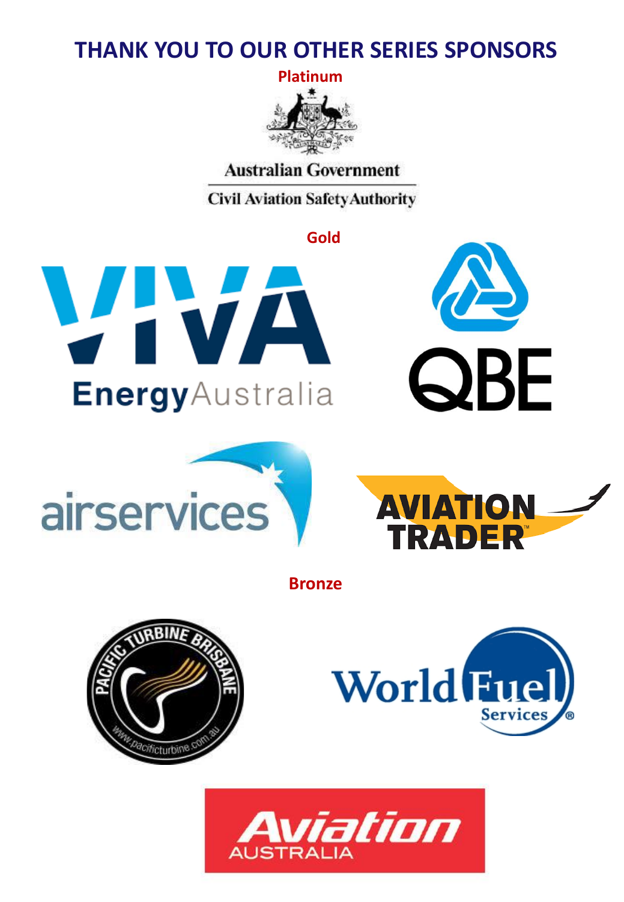# THANK YOU TO OUR OTHER SERIES SPONSORS

**Platinum**

Australian Government

Civil Aviation Safety Authority

**Gold**

VIVA Energy Australia

QBE

airservices

AVIATION TRADER

**Bronze**

PACIFIC TURBINE BRISBANE www.pacificturbine.com.au

World Fuel Services

Aviation AUSTRALIA